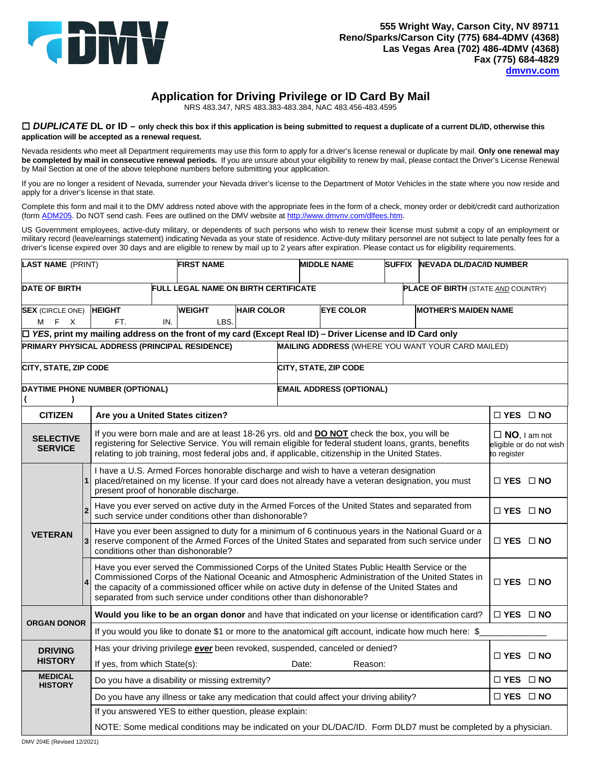555 Wright Way, Carson City, NV 89711
Reno/Sparks/Carson City (775) 684-4DMV (4368)
Las Vegas Area (702) 486-4DMV (4368)
Fax (775) 684-4829
dmvnv.com

# Application for Driving Privilege or ID Card By Mail

NRS 483.347, NRS 483.383-483.384, NAC 483.456-483.4595

☐ ***DUPLICATE* DL or ID – only check this box if this application is being submitted to request a duplicate of a current DL/ID, otherwise this application will be accepted as a renewal request.**

Nevada residents who meet all Department requirements may use this form to apply for a driver's license renewal or duplicate by mail. **Only one renewal may be completed by mail in consecutive renewal periods.** If you are unsure about your eligibility to renew by mail, please contact the Driver's License Renewal by Mail Section at one of the above telephone numbers before submitting your application.

If you are no longer a resident of Nevada, surrender your Nevada driver's license to the Department of Motor Vehicles in the state where you now reside and apply for a driver's license in that state.

Complete this form and mail it to the DMV address noted above with the appropriate fees in the form of a check, money order or debit/credit card authorization (form ADM205. Do NOT send cash. Fees are outlined on the DMV website at http://www.dmvnv.com/dlfees.htm.

US Government employees, active-duty military, or dependents of such persons who wish to renew their license must submit a copy of an employment or military record (leave/earnings statement) indicating Nevada as your state of residence. Active-duty military personnel are not subject to late penalty fees for a driver's license expired over 30 days and are eligible to renew by mail up to 2 years after expiration. Please contact us for eligibility requirements.

| **LAST NAME** (PRINT) | **FIRST NAME** | **MIDDLE NAME** | **SUFFIX** | **NEVADA DL/DAC/ID NUMBER** |
|---|---|---|---|---|
| | | | | |

| **DATE OF BIRTH** | **FULL LEGAL NAME ON BIRTH CERTIFICATE** | **PLACE OF BIRTH** (STATE *AND* COUNTRY) |
|---|---|---|
| | | |

| **SEX** (CIRCLE ONE) | **HEIGHT** | **WEIGHT** | **HAIR COLOR** | **EYE COLOR** | **MOTHER'S MAIDEN NAME** |
|---|---|---|---|---|---|
| M F X | FT. IN. | LBS. | | | |

☐ ***YES*, print my mailing address on the front of my card (Except Real ID) – Driver License and ID Card only**

| **PRIMARY PHYSICAL ADDRESS (PRINCIPAL RESIDENCE)** | **MAILING ADDRESS** (WHERE YOU WANT YOUR CARD MAILED) |
|---|---|
| **CITY, STATE, ZIP CODE** | **CITY, STATE, ZIP CODE** |
| **DAYTIME PHONE NUMBER (OPTIONAL)** ( ) | **EMAIL ADDRESS (OPTIONAL)** |

| | | | |
|---|---|---|---|
| **CITIZEN** | | **Are you a United States citizen?** | ☐ YES ☐ NO |
| **SELECTIVE SERVICE** | | If you were born male and are at least 18-26 yrs. old and **DO NOT** check the box, you will be registering for Selective Service. You will remain eligible for federal student loans, grants, benefits relating to job training, most federal jobs and, if applicable, citizenship in the United States. | ☐ **NO**, I am not eligible or do not wish to register |
| **VETERAN** | 1 | I have a U.S. Armed Forces honorable discharge and wish to have a veteran designation placed/retained on my license. If your card does not already have a veteran designation, you must present proof of honorable discharge. | ☐ YES ☐ NO |
| | 2 | Have you ever served on active duty in the Armed Forces of the United States and separated from such service under conditions other than dishonorable? | ☐ YES ☐ NO |
| | 3 | Have you ever been assigned to duty for a minimum of 6 continuous years in the National Guard or a reserve component of the Armed Forces of the United States and separated from such service under conditions other than dishonorable? | ☐ YES ☐ NO |
| | 4 | Have you ever served the Commissioned Corps of the United States Public Health Service or the Commissioned Corps of the National Oceanic and Atmospheric Administration of the United States in the capacity of a commissioned officer while on active duty in defense of the United States and separated from such service under conditions other than dishonorable? | ☐ YES ☐ NO |
| **ORGAN DONOR** | | **Would you like to be an organ donor** and have that indicated on your license or identification card? | ☐ YES ☐ NO |
| | | If you would you like to donate $1 or more to the anatomical gift account, indicate how much here: $_____________ | |
| **DRIVING HISTORY** | | Has your driving privilege ***ever*** been revoked, suspended, canceled or denied? If yes, from which State(s): Date: Reason: | ☐ YES ☐ NO |
| **MEDICAL HISTORY** | | Do you have a disability or missing extremity? | ☐ YES ☐ NO |
| | | Do you have any illness or take any medication that could affect your driving ability? | ☐ YES ☐ NO |
| | | If you answered YES to either question, please explain: | |
| | | NOTE: Some medical conditions may be indicated on your DL/DAC/ID. Form DLD7 must be completed by a physician. | |

DMV 204E (Revised 12/2021)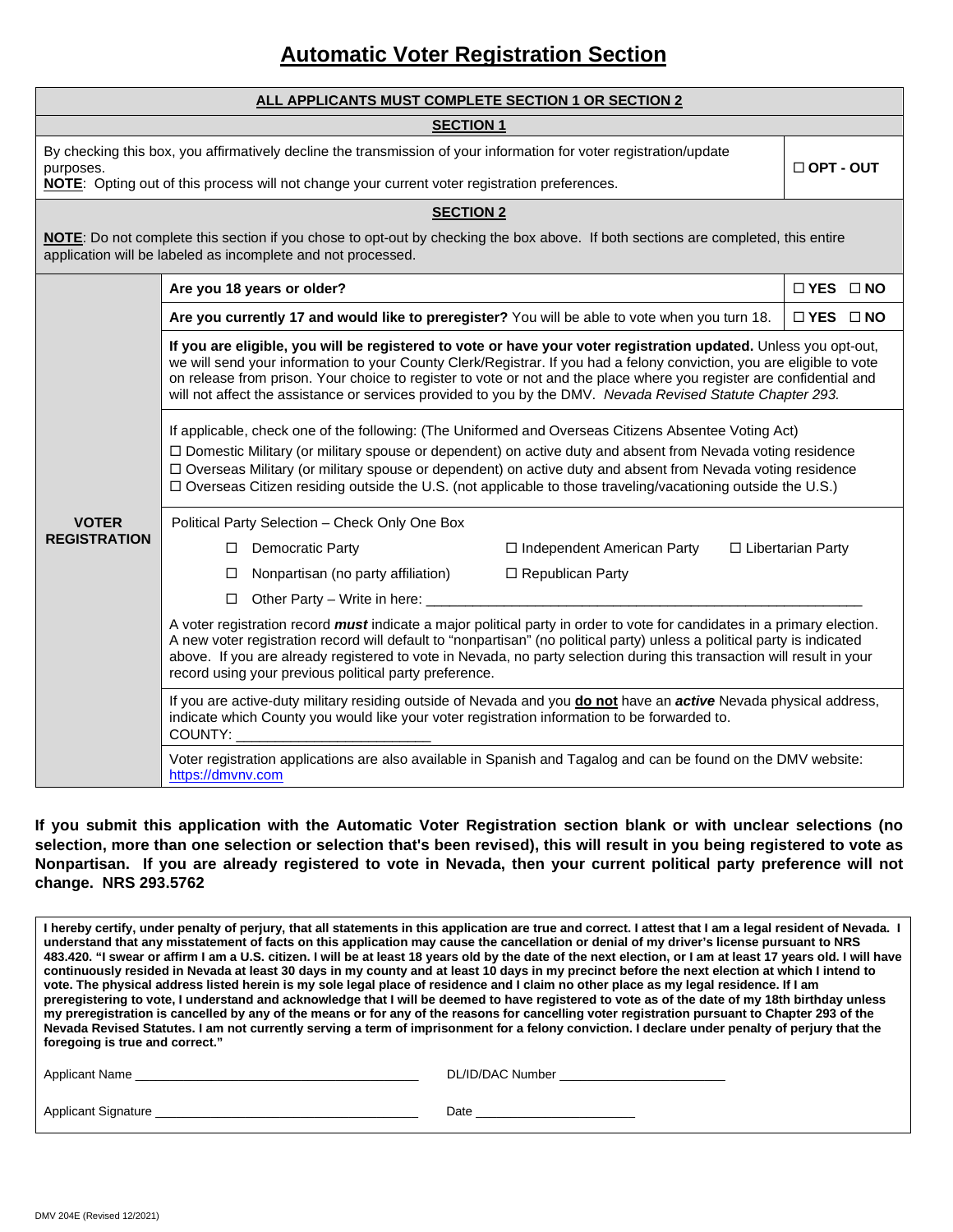# Automatic Voter Registration Section

**ALL APPLICANTS MUST COMPLETE SECTION 1 OR SECTION 2**

## SECTION 1

By checking this box, you affirmatively decline the transmission of your information for voter registration/update purposes.
**NOTE**: Opting out of this process will not change your current voter registration preferences.

☐ **OPT - OUT**

## SECTION 2

**NOTE**: Do not complete this section if you chose to opt-out by checking the box above. If both sections are completed, this entire application will be labeled as incomplete and not processed.

### VOTER REGISTRATION

| | |
|---|---|
| **Are you 18 years or older?** | ☐ **YES** ☐ **NO** |
| **Are you currently 17 and would like to preregister?** You will be able to vote when you turn 18. | ☐ **YES** ☐ **NO** |

**If you are eligible, you will be registered to vote or have your voter registration updated.** Unless you opt-out, we will send your information to your County Clerk/Registrar. If you had a felony conviction, you are eligible to vote on release from prison. Your choice to register to vote or not and the place where you register are confidential and will not affect the assistance or services provided to you by the DMV. *Nevada Revised Statute Chapter 293.*

If applicable, check one of the following: (The Uniformed and Overseas Citizens Absentee Voting Act)

☐ Domestic Military (or military spouse or dependent) on active duty and absent from Nevada voting residence
☐ Overseas Military (or military spouse or dependent) on active duty and absent from Nevada voting residence
☐ Overseas Citizen residing outside the U.S. (not applicable to those traveling/vacationing outside the U.S.)

Political Party Selection – Check Only One Box

☐ Democratic Party ☐ Independent American Party ☐ Libertarian Party
☐ Nonpartisan (no party affiliation) ☐ Republican Party
☐ Other Party – Write in here: ______________________

A voter registration record ***must*** indicate a major political party in order to vote for candidates in a primary election. A new voter registration record will default to "nonpartisan" (no political party) unless a political party is indicated above. If you are already registered to vote in Nevada, no party selection during this transaction will result in your record using your previous political party preference.

If you are active-duty military residing outside of Nevada and you **do not** have an ***active*** Nevada physical address, indicate which County you would like your voter registration information to be forwarded to.
COUNTY: ______________________

Voter registration applications are also available in Spanish and Tagalog and can be found on the DMV website: https://dmvnv.com

**If you submit this application with the Automatic Voter Registration section blank or with unclear selections (no selection, more than one selection or selection that's been revised), this will result in you being registered to vote as Nonpartisan. If you are already registered to vote in Nevada, then your current political party preference will not change. NRS 293.5762**

**I hereby certify, under penalty of perjury, that all statements in this application are true and correct. I attest that I am a legal resident of Nevada. I understand that any misstatement of facts on this application may cause the cancellation or denial of my driver's license pursuant to NRS 483.420. "I swear or affirm I am a U.S. citizen. I will be at least 18 years old by the date of the next election, or I am at least 17 years old. I will have continuously resided in Nevada at least 30 days in my county and at least 10 days in my precinct before the next election at which I intend to vote. The physical address listed herein is my sole legal place of residence and I claim no other place as my legal residence. If I am preregistering to vote, I understand and acknowledge that I will be deemed to have registered to vote as of the date of my 18th birthday unless my preregistration is cancelled by any of the means or for any of the reasons for cancelling voter registration pursuant to Chapter 293 of the Nevada Revised Statutes. I am not currently serving a term of imprisonment for a felony conviction. I declare under penalty of perjury that the foregoing is true and correct."**

Applicant Name ______________________ DL/ID/DAC Number ______________________

Applicant Signature ______________________ Date ______________________

DMV 204E (Revised 12/2021)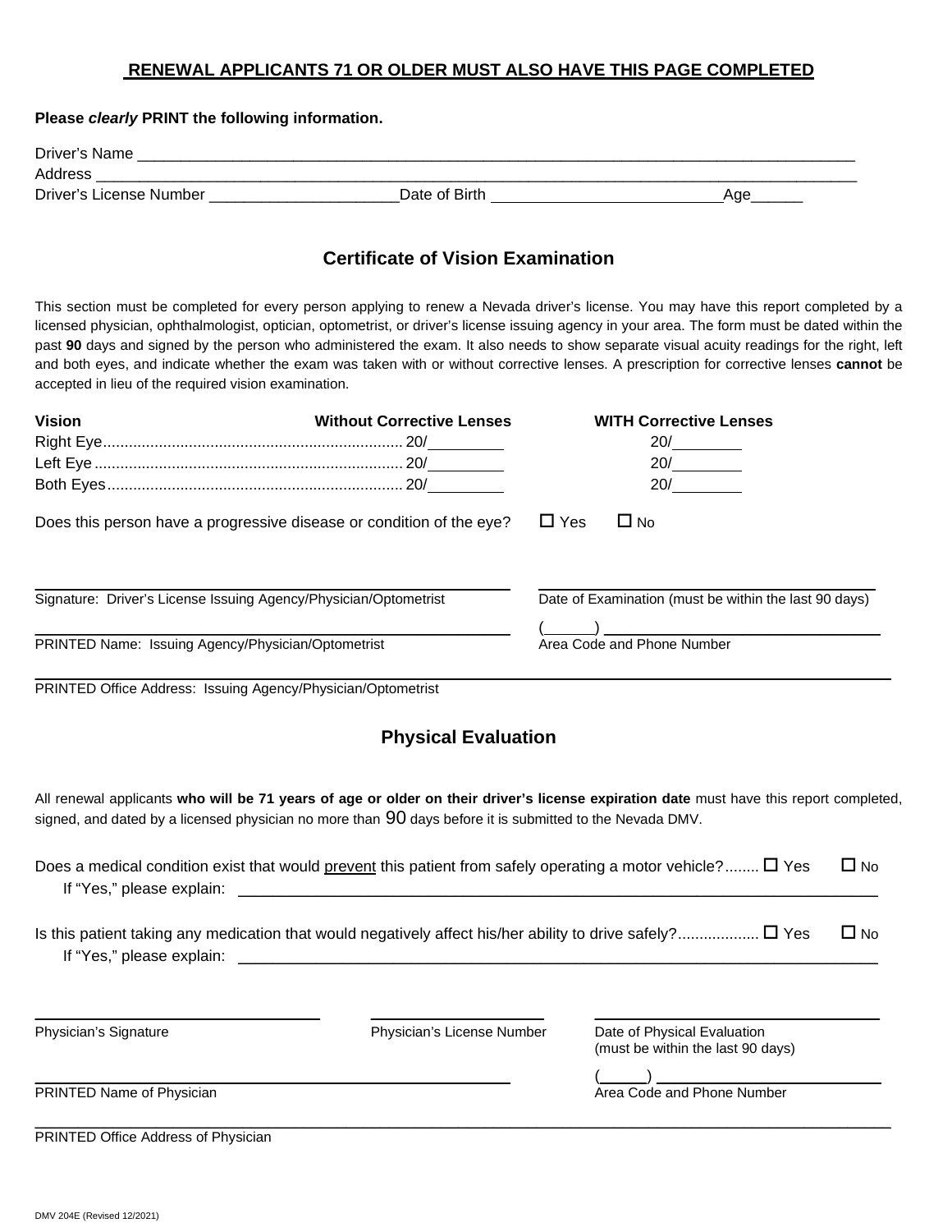**RENEWAL APPLICANTS 71 OR OLDER MUST ALSO HAVE THIS PAGE COMPLETED**

**Please *clearly* PRINT the following information.**

Driver's Name ______________________________________________________________________________

Address ___________________________________________________________________________________

Driver's License Number _____________________ Date of Birth __________________________ Age______

## Certificate of Vision Examination

This section must be completed for every person applying to renew a Nevada driver's license. You may have this report completed by a licensed physician, ophthalmologist, optician, optometrist, or driver's license issuing agency in your area. The form must be dated within the past **90** days and signed by the person who administered the exam. It also needs to show separate visual acuity readings for the right, left and both eyes, and indicate whether the exam was taken with or without corrective lenses. A prescription for corrective lenses **cannot** be accepted in lieu of the required vision examination.

| **Vision** | **Without Corrective Lenses** | **WITH Corrective Lenses** |
|---|---|---|
| Right Eye | 20/________ | 20/________ |
| Left Eye | 20/________ | 20/________ |
| Both Eyes | 20/________ | 20/________ |

Does this person have a progressive disease or condition of the eye? ☐ Yes ☐ No

______________________________________ Signature: Driver's License Issuing Agency/Physician/Optometrist

______________________________________ Date of Examination (must be within the last 90 days)

______________________________________ PRINTED Name: Issuing Agency/Physician/Optometrist

(______) ______________________________ Area Code and Phone Number

______________________________________ PRINTED Office Address: Issuing Agency/Physician/Optometrist

## Physical Evaluation

All renewal applicants **who will be 71 years of age or older on their driver's license expiration date** must have this report completed, signed, and dated by a licensed physician no more than 90 days before it is submitted to the Nevada DMV.

Does a medical condition exist that would <u>prevent</u> this patient from safely operating a motor vehicle? ☐ Yes ☐ No

If "Yes," please explain: ____________________________________________________________

Is this patient taking any medication that would negatively affect his/her ability to drive safely? ☐ Yes ☐ No

If "Yes," please explain: ____________________________________________________________

______________________ Physician's Signature

______________________ Physician's License Number

______________________ Date of Physical Evaluation (must be within the last 90 days)

______________________________________ PRINTED Name of Physician

(______) ______________________ Area Code and Phone Number

______________________________________ PRINTED Office Address of Physician

DMV 204E (Revised 12/2021)